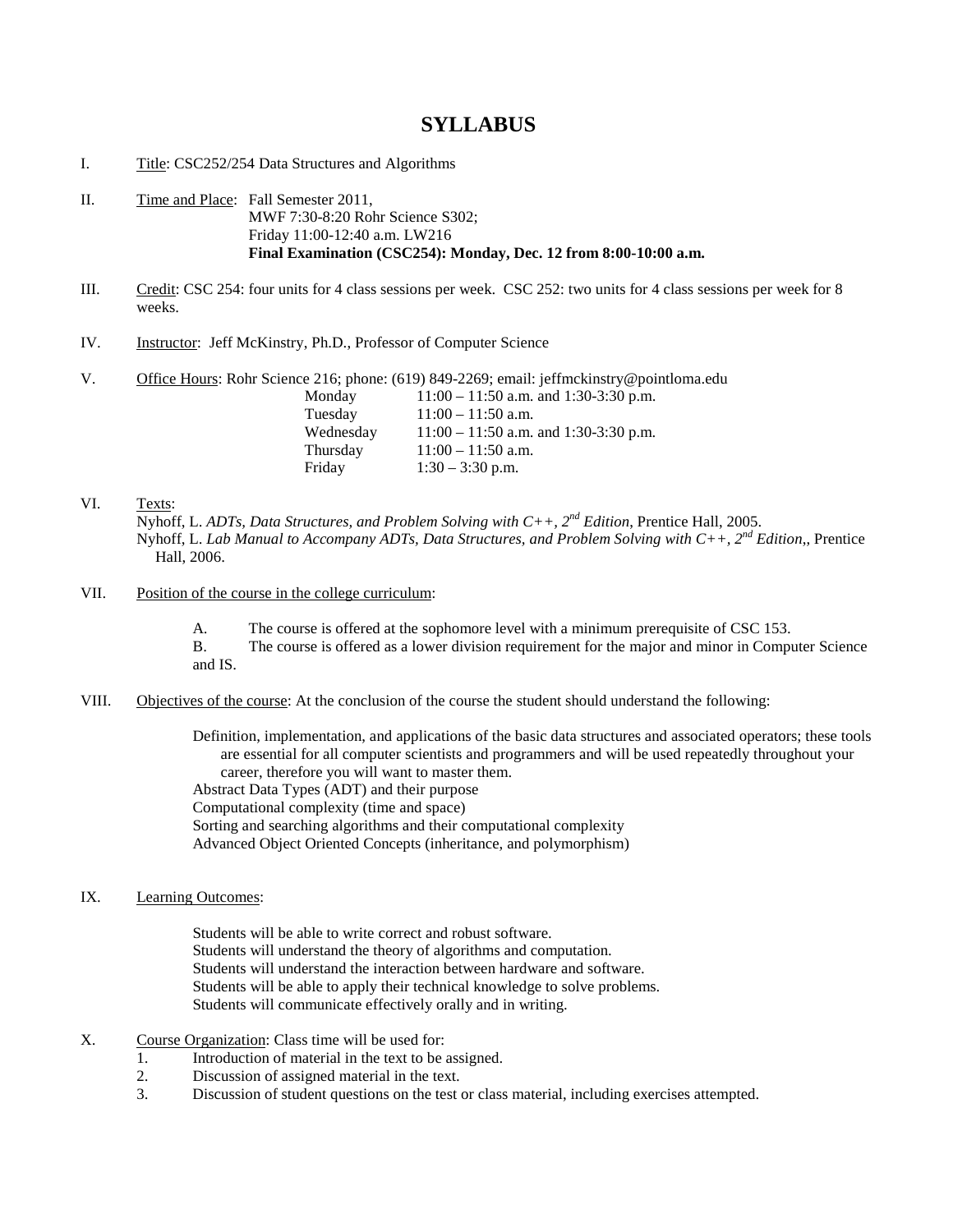# SYLLABUS

I. Title: CSC252/254 Data Structures and Algorithms

II. Time and Place: Fall Semester 2011,
MWF 7:30-8:20 Rohr Science S302;
Friday 11:00-12:40 a.m. LW216
**Final Examination (CSC254): Monday, Dec. 12 from 8:00-10:00 a.m.**

III. Credit: CSC 254: four units for 4 class sessions per week. CSC 252: two units for 4 class sessions per week for 8 weeks.

IV. Instructor: Jeff McKinstry, Ph.D., Professor of Computer Science

V. Office Hours: Rohr Science 216; phone: (619) 849-2269; email: jeffmckinstry@pointloma.edu

| | |
|---|---|
| Monday | 11:00 – 11:50 a.m. and 1:30-3:30 p.m. |
| Tuesday | 11:00 – 11:50 a.m. |
| Wednesday | 11:00 – 11:50 a.m. and 1:30-3:30 p.m. |
| Thursday | 11:00 – 11:50 a.m. |
| Friday | 1:30 – 3:30 p.m. |

VI. Texts:
Nyhoff, L. *ADTs, Data Structures, and Problem Solving with C++, 2nd Edition*, Prentice Hall, 2005.
Nyhoff, L. *Lab Manual to Accompany ADTs, Data Structures, and Problem Solving with C++, 2nd Edition*,, Prentice Hall, 2006.

VII. Position of the course in the college curriculum:

A. The course is offered at the sophomore level with a minimum prerequisite of CSC 153.
B. The course is offered as a lower division requirement for the major and minor in Computer Science and IS.

VIII. Objectives of the course: At the conclusion of the course the student should understand the following:

Definition, implementation, and applications of the basic data structures and associated operators; these tools are essential for all computer scientists and programmers and will be used repeatedly throughout your career, therefore you will want to master them.
Abstract Data Types (ADT) and their purpose
Computational complexity (time and space)
Sorting and searching algorithms and their computational complexity
Advanced Object Oriented Concepts (inheritance, and polymorphism)

IX. Learning Outcomes:

Students will be able to write correct and robust software.
Students will understand the theory of algorithms and computation.
Students will understand the interaction between hardware and software.
Students will be able to apply their technical knowledge to solve problems.
Students will communicate effectively orally and in writing.

X. Course Organization: Class time will be used for:

1. Introduction of material in the text to be assigned.
2. Discussion of assigned material in the text.
3. Discussion of student questions on the test or class material, including exercises attempted.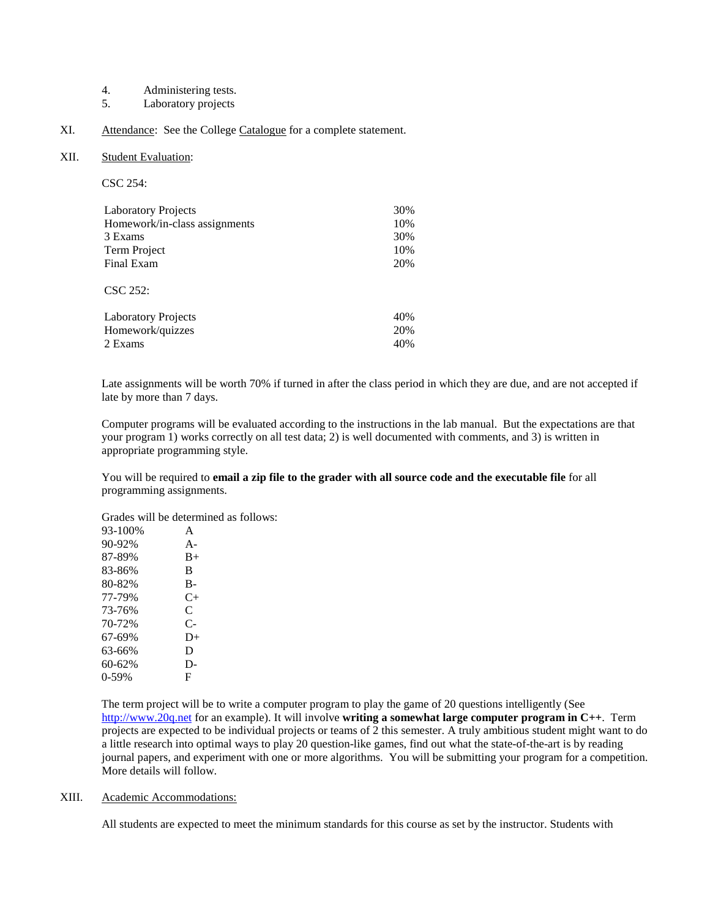4. Administering tests.
5. Laboratory projects

XI. Attendance: See the College Catalogue for a complete statement.

XII. Student Evaluation:

CSC 254:

| | |
|---|---|
| Laboratory Projects | 30% |
| Homework/in-class assignments | 10% |
| 3 Exams | 30% |
| Term Project | 10% |
| Final Exam | 20% |

CSC 252:

| | |
|---|---|
| Laboratory Projects | 40% |
| Homework/quizzes | 20% |
| 2 Exams | 40% |

Late assignments will be worth 70% if turned in after the class period in which they are due, and are not accepted if late by more than 7 days.

Computer programs will be evaluated according to the instructions in the lab manual. But the expectations are that your program 1) works correctly on all test data; 2) is well documented with comments, and 3) is written in appropriate programming style.

You will be required to **email a zip file to the grader with all source code and the executable file** for all programming assignments.

Grades will be determined as follows:

| | |
|---|---|
| 93-100% | A |
| 90-92% | A- |
| 87-89% | B+ |
| 83-86% | B |
| 80-82% | B- |
| 77-79% | C+ |
| 73-76% | C |
| 70-72% | C- |
| 67-69% | D+ |
| 63-66% | D |
| 60-62% | D- |
| 0-59% | F |

The term project will be to write a computer program to play the game of 20 questions intelligently (See http://www.20q.net for an example). It will involve **writing a somewhat large computer program in C++**. Term projects are expected to be individual projects or teams of 2 this semester. A truly ambitious student might want to do a little research into optimal ways to play 20 question-like games, find out what the state-of-the-art is by reading journal papers, and experiment with one or more algorithms. You will be submitting your program for a competition. More details will follow.

XIII. Academic Accommodations:

All students are expected to meet the minimum standards for this course as set by the instructor. Students with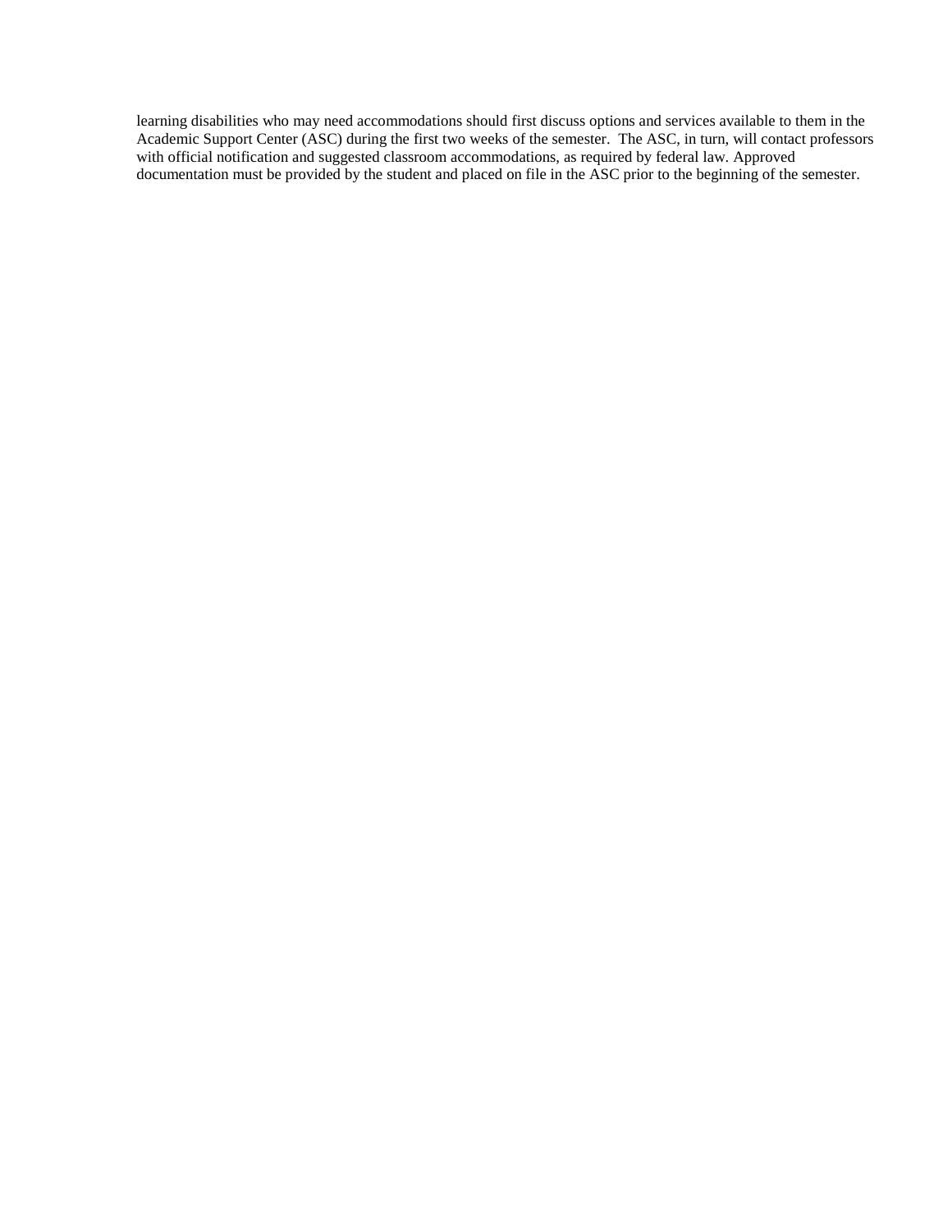learning disabilities who may need accommodations should first discuss options and services available to them in the Academic Support Center (ASC) during the first two weeks of the semester. The ASC, in turn, will contact professors with official notification and suggested classroom accommodations, as required by federal law. Approved documentation must be provided by the student and placed on file in the ASC prior to the beginning of the semester.